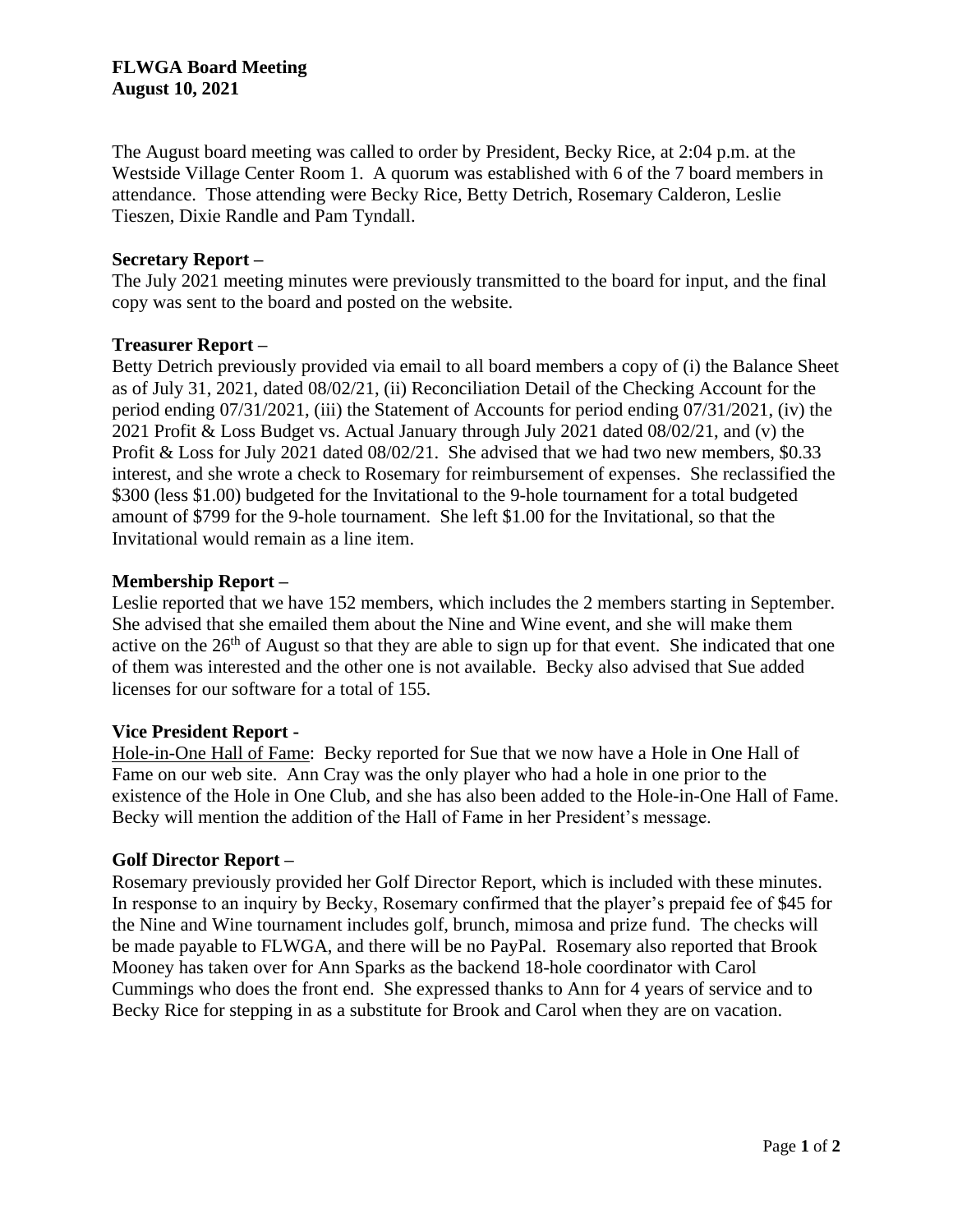**FLWGA Board Meeting**
**August 10, 2021**

The August board meeting was called to order by President, Becky Rice, at 2:04 p.m. at the Westside Village Center Room 1. A quorum was established with 6 of the 7 board members in attendance. Those attending were Becky Rice, Betty Detrich, Rosemary Calderon, Leslie Tieszen, Dixie Randle and Pam Tyndall.

**Secretary Report –**

The July 2021 meeting minutes were previously transmitted to the board for input, and the final copy was sent to the board and posted on the website.

**Treasurer Report –**

Betty Detrich previously provided via email to all board members a copy of (i) the Balance Sheet as of July 31, 2021, dated 08/02/21, (ii) Reconciliation Detail of the Checking Account for the period ending 07/31/2021, (iii) the Statement of Accounts for period ending 07/31/2021, (iv) the 2021 Profit & Loss Budget vs. Actual January through July 2021 dated 08/02/21, and (v) the Profit & Loss for July 2021 dated 08/02/21. She advised that we had two new members, $0.33 interest, and she wrote a check to Rosemary for reimbursement of expenses. She reclassified the $300 (less $1.00) budgeted for the Invitational to the 9-hole tournament for a total budgeted amount of $799 for the 9-hole tournament. She left $1.00 for the Invitational, so that the Invitational would remain as a line item.

**Membership Report –**

Leslie reported that we have 152 members, which includes the 2 members starting in September. She advised that she emailed them about the Nine and Wine event, and she will make them active on the 26th of August so that they are able to sign up for that event. She indicated that one of them was interested and the other one is not available. Becky also advised that Sue added licenses for our software for a total of 155.

**Vice President Report -**

Hole-in-One Hall of Fame: Becky reported for Sue that we now have a Hole in One Hall of Fame on our web site. Ann Cray was the only player who had a hole in one prior to the existence of the Hole in One Club, and she has also been added to the Hole-in-One Hall of Fame. Becky will mention the addition of the Hall of Fame in her President's message.

**Golf Director Report –**

Rosemary previously provided her Golf Director Report, which is included with these minutes. In response to an inquiry by Becky, Rosemary confirmed that the player's prepaid fee of $45 for the Nine and Wine tournament includes golf, brunch, mimosa and prize fund. The checks will be made payable to FLWGA, and there will be no PayPal. Rosemary also reported that Brook Mooney has taken over for Ann Sparks as the backend 18-hole coordinator with Carol Cummings who does the front end. She expressed thanks to Ann for 4 years of service and to Becky Rice for stepping in as a substitute for Brook and Carol when they are on vacation.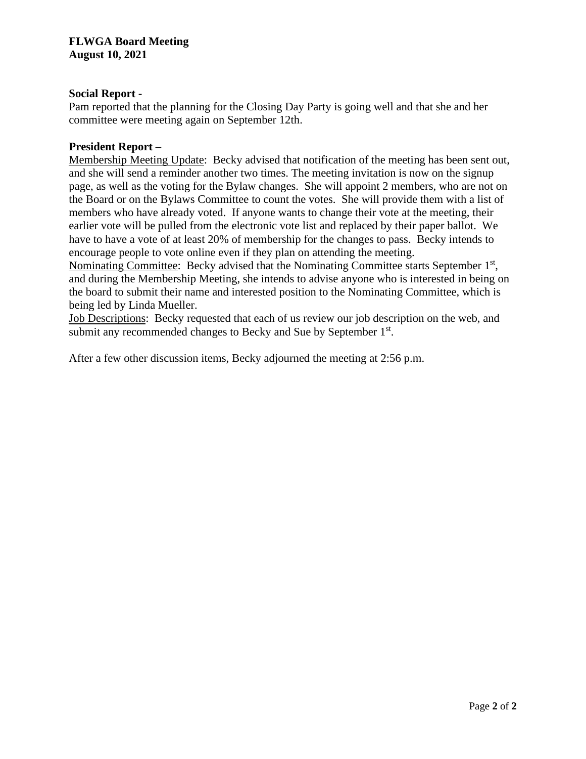**FLWGA Board Meeting**
**August 10, 2021**

**Social Report -**

Pam reported that the planning for the Closing Day Party is going well and that she and her committee were meeting again on September 12th.

**President Report –**

Membership Meeting Update: Becky advised that notification of the meeting has been sent out, and she will send a reminder another two times. The meeting invitation is now on the signup page, as well as the voting for the Bylaw changes. She will appoint 2 members, who are not on the Board or on the Bylaws Committee to count the votes. She will provide them with a list of members who have already voted. If anyone wants to change their vote at the meeting, their earlier vote will be pulled from the electronic vote list and replaced by their paper ballot. We have to have a vote of at least 20% of membership for the changes to pass. Becky intends to encourage people to vote online even if they plan on attending the meeting.

Nominating Committee: Becky advised that the Nominating Committee starts September 1st, and during the Membership Meeting, she intends to advise anyone who is interested in being on the board to submit their name and interested position to the Nominating Committee, which is being led by Linda Mueller.

Job Descriptions: Becky requested that each of us review our job description on the web, and submit any recommended changes to Becky and Sue by September 1st.

After a few other discussion items, Becky adjourned the meeting at 2:56 p.m.